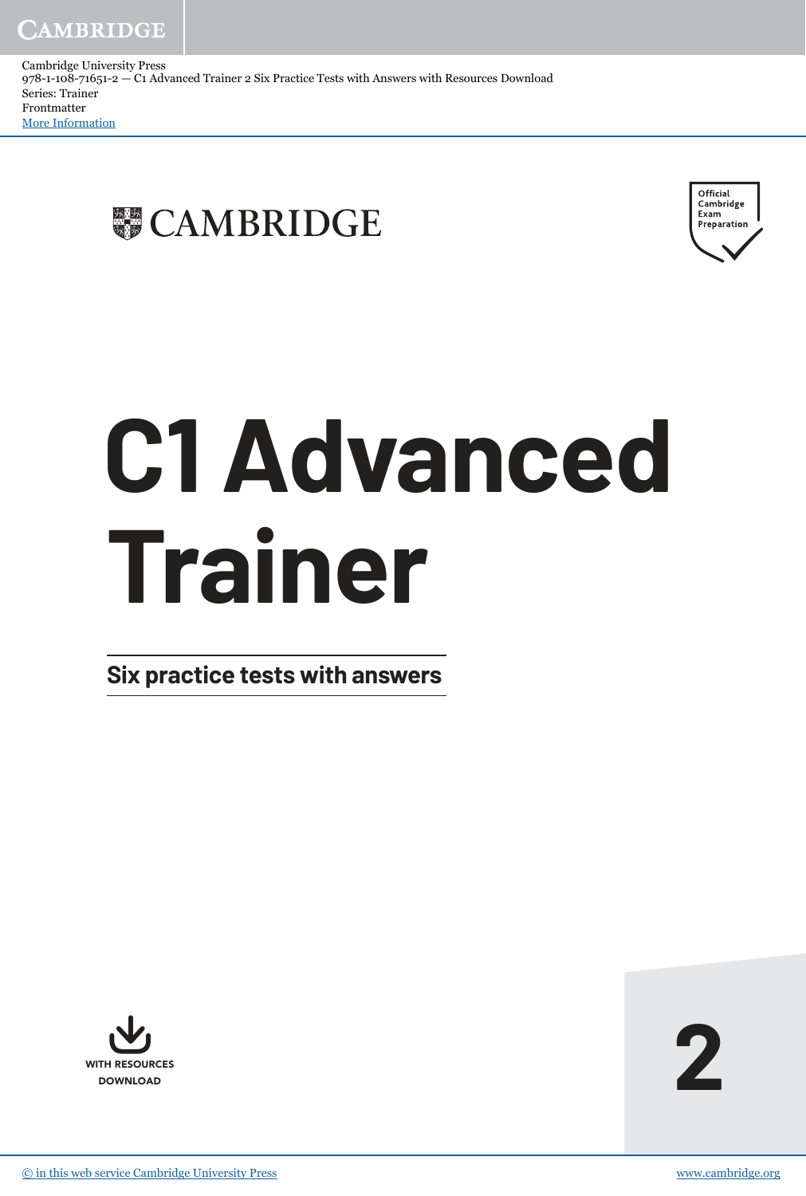Cambridge University Press
978-1-108-71651-2 — C1 Advanced Trainer 2 Six Practice Tests with Answers with Resources Download
Series: Trainer
Frontmatter
More Information

CAMBRIDGE

Official Cambridge Exam Preparation

# C1 Advanced Trainer

## Six practice tests with answers

WITH RESOURCES DOWNLOAD

2

© in this web service Cambridge University Press

www.cambridge.org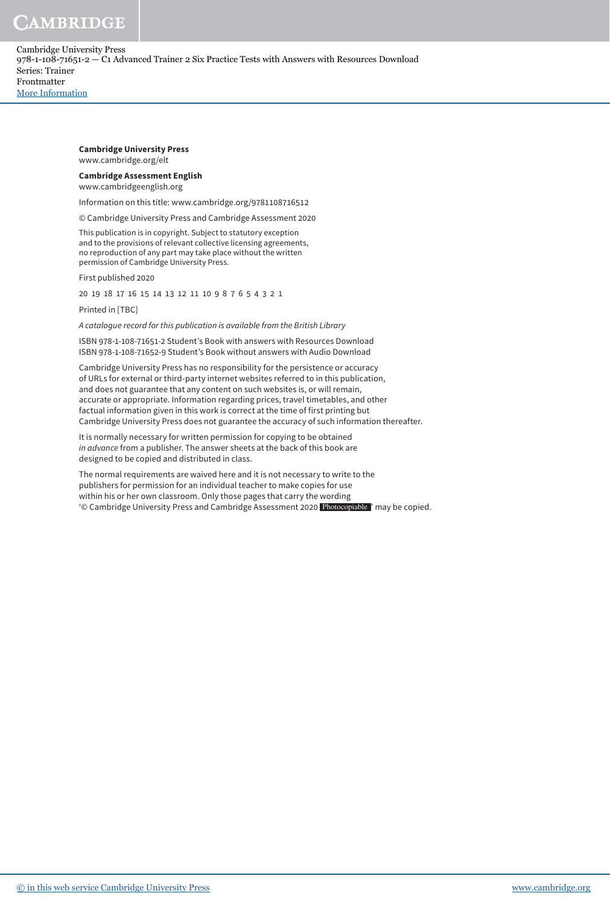**Cambridge University Press**
www.cambridge.org/elt

**Cambridge Assessment English**
www.cambridgeenglish.org

Information on this title: www.cambridge.org/9781108716512

© Cambridge University Press and Cambridge Assessment 2020

This publication is in copyright. Subject to statutory exception and to the provisions of relevant collective licensing agreements, no reproduction of any part may take place without the written permission of Cambridge University Press.

First published 2020

20 19 18 17 16 15 14 13 12 11 10 9 8 7 6 5 4 3 2 1

Printed in [TBC]

*A catalogue record for this publication is available from the British Library*

ISBN 978-1-108-71651-2 Student's Book with answers with Resources Download
ISBN 978-1-108-71652-9 Student's Book without answers with Audio Download

Cambridge University Press has no responsibility for the persistence or accuracy of URLs for external or third-party internet websites referred to in this publication, and does not guarantee that any content on such websites is, or will remain, accurate or appropriate. Information regarding prices, travel timetables, and other factual information given in this work is correct at the time of first printing but Cambridge University Press does not guarantee the accuracy of such information thereafter.

It is normally necessary for written permission for copying to be obtained *in advance* from a publisher. The answer sheets at the back of this book are designed to be copied and distributed in class.

The normal requirements are waived here and it is not necessary to write to the publishers for permission for an individual teacher to make copies for use within his or her own classroom. Only those pages that carry the wording '© Cambridge University Press and Cambridge Assessment 2020 **Photocopiable** ' may be copied.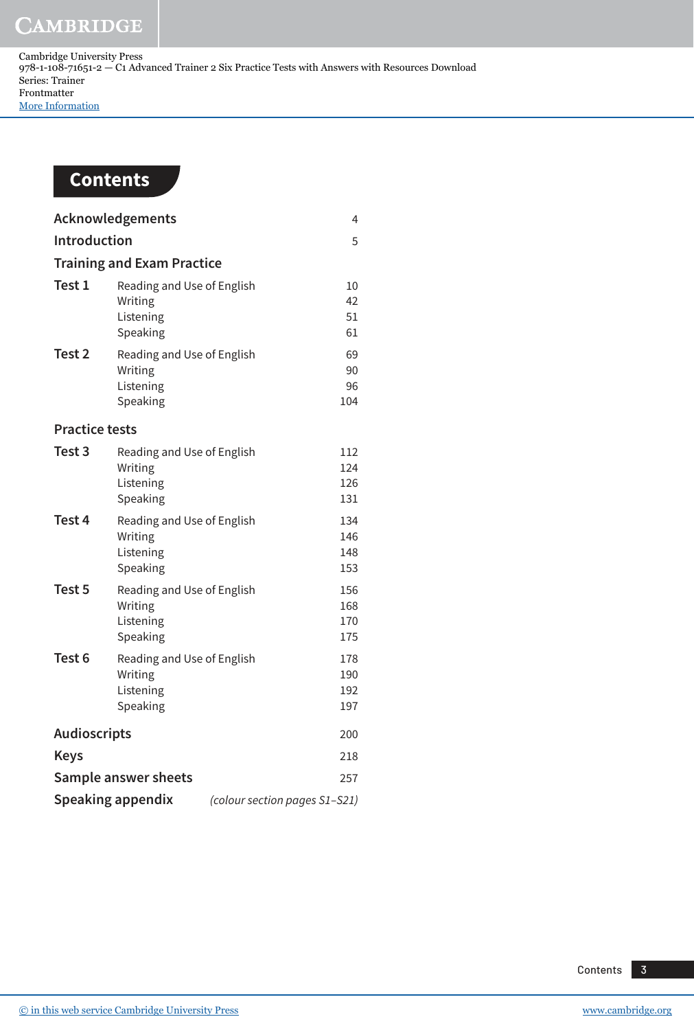Cambridge University Press
978-1-108-71651-2 — C1 Advanced Trainer 2 Six Practice Tests with Answers with Resources Download
Series: Trainer
Frontmatter
More Information

# Contents

| | | |
|---|---|---|
| **Acknowledgements** | | 4 |
| **Introduction** | | 5 |
| **Training and Exam Practice** | | |
| **Test 1** | Reading and Use of English | 10 |
| | Writing | 42 |
| | Listening | 51 |
| | Speaking | 61 |
| **Test 2** | Reading and Use of English | 69 |
| | Writing | 90 |
| | Listening | 96 |
| | Speaking | 104 |
| **Practice tests** | | |
| **Test 3** | Reading and Use of English | 112 |
| | Writing | 124 |
| | Listening | 126 |
| | Speaking | 131 |
| **Test 4** | Reading and Use of English | 134 |
| | Writing | 146 |
| | Listening | 148 |
| | Speaking | 153 |
| **Test 5** | Reading and Use of English | 156 |
| | Writing | 168 |
| | Listening | 170 |
| | Speaking | 175 |
| **Test 6** | Reading and Use of English | 178 |
| | Writing | 190 |
| | Listening | 192 |
| | Speaking | 197 |
| **Audioscripts** | | 200 |
| **Keys** | | 218 |
| **Sample answer sheets** | | 257 |
| **Speaking appendix** | | *(colour section pages S1–S21)* |

© in this web service Cambridge University Press www.cambridge.org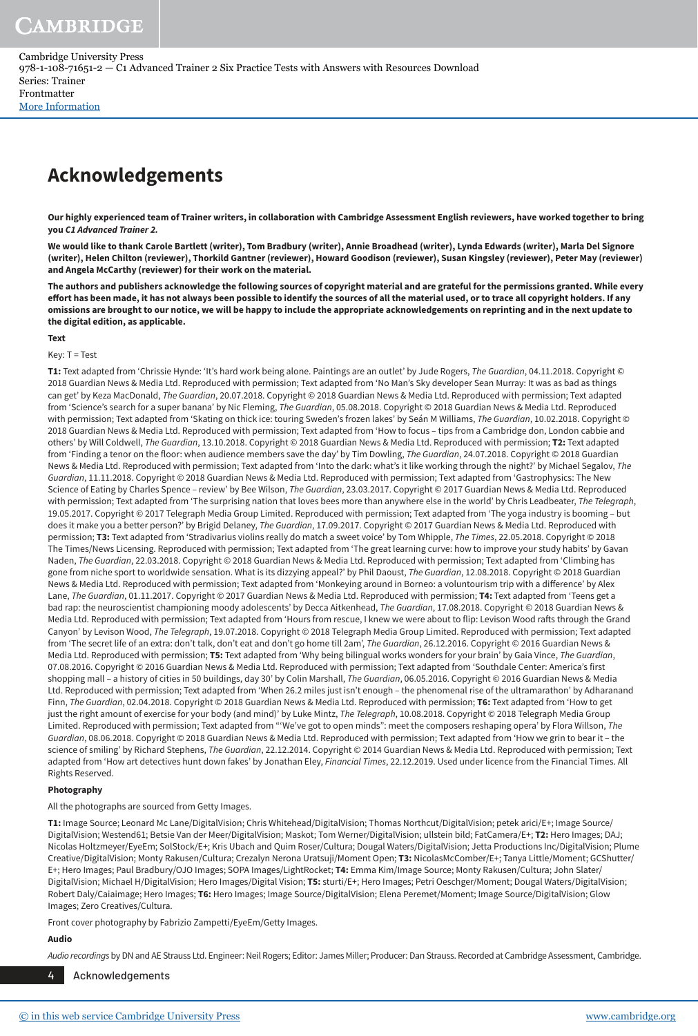# Acknowledgements

**Our highly experienced team of Trainer writers, in collaboration with Cambridge Assessment English reviewers, have worked together to bring you *C1 Advanced Trainer 2.***

**We would like to thank Carole Bartlett (writer), Tom Bradbury (writer), Annie Broadhead (writer), Lynda Edwards (writer), Marla Del Signore (writer), Helen Chilton (reviewer), Thorkild Gantner (reviewer), Howard Goodison (reviewer), Susan Kingsley (reviewer), Peter May (reviewer) and Angela McCarthy (reviewer) for their work on the material.**

**The authors and publishers acknowledge the following sources of copyright material and are grateful for the permissions granted. While every effort has been made, it has not always been possible to identify the sources of all the material used, or to trace all copyright holders. If any omissions are brought to our notice, we will be happy to include the appropriate acknowledgements on reprinting and in the next update to the digital edition, as applicable.**

**Text**

Key: T = Test

**T1:** Text adapted from 'Chrissie Hynde: 'It's hard work being alone. Paintings are an outlet' by Jude Rogers, *The Guardian*, 04.11.2018. Copyright © 2018 Guardian News & Media Ltd. Reproduced with permission; Text adapted from 'No Man's Sky developer Sean Murray: It was as bad as things can get' by Keza MacDonald, *The Guardian*, 20.07.2018. Copyright © 2018 Guardian News & Media Ltd. Reproduced with permission; Text adapted from 'Science's search for a super banana' by Nic Fleming, *The Guardian*, 05.08.2018. Copyright © 2018 Guardian News & Media Ltd. Reproduced with permission; Text adapted from 'Skating on thick ice: touring Sweden's frozen lakes' by Seán M Williams, *The Guardian*, 10.02.2018. Copyright © 2018 Guardian News & Media Ltd. Reproduced with permission; Text adapted from 'How to focus – tips from a Cambridge don, London cabbie and others' by Will Coldwell, *The Guardian*, 13.10.2018. Copyright © 2018 Guardian News & Media Ltd. Reproduced with permission; **T2:** Text adapted from 'Finding a tenor on the floor: when audience members save the day' by Tim Dowling, *The Guardian*, 24.07.2018. Copyright © 2018 Guardian News & Media Ltd. Reproduced with permission; Text adapted from 'Into the dark: what's it like working through the night?' by Michael Segalov, *The Guardian*, 11.11.2018. Copyright © 2018 Guardian News & Media Ltd. Reproduced with permission; Text adapted from 'Gastrophysics: The New Science of Eating by Charles Spence – review' by Bee Wilson, *The Guardian*, 23.03.2017. Copyright © 2017 Guardian News & Media Ltd. Reproduced with permission; Text adapted from 'The surprising nation that loves bees more than anywhere else in the world' by Chris Leadbeater, *The Telegraph*, 19.05.2017. Copyright © 2017 Telegraph Media Group Limited. Reproduced with permission; Text adapted from 'The yoga industry is booming – but does it make you a better person?' by Brigid Delaney, *The Guardian*, 17.09.2017. Copyright © 2017 Guardian News & Media Ltd. Reproduced with permission; **T3:** Text adapted from 'Stradivarius violins really do match a sweet voice' by Tom Whipple, *The Times*, 22.05.2018. Copyright © 2018 The Times/News Licensing. Reproduced with permission; Text adapted from 'The great learning curve: how to improve your study habits' by Gavan Naden, *The Guardian*, 22.03.2018. Copyright © 2018 Guardian News & Media Ltd. Reproduced with permission; Text adapted from 'Climbing has gone from niche sport to worldwide sensation. What is its dizzying appeal?' by Phil Daoust, *The Guardian*, 12.08.2018. Copyright © 2018 Guardian News & Media Ltd. Reproduced with permission; Text adapted from 'Monkeying around in Borneo: a voluntourism trip with a difference' by Alex Lane, *The Guardian*, 01.11.2017. Copyright © 2017 Guardian News & Media Ltd. Reproduced with permission; **T4:** Text adapted from 'Teens get a bad rap: the neuroscientist championing moody adolescents' by Decca Aitkenhead, *The Guardian*, 17.08.2018. Copyright © 2018 Guardian News & Media Ltd. Reproduced with permission; Text adapted from 'Hours from rescue, I knew we were about to flip: Levison Wood rafts through the Grand Canyon' by Levison Wood, *The Telegraph*, 19.07.2018. Copyright © 2018 Telegraph Media Group Limited. Reproduced with permission; Text adapted from 'The secret life of an extra: don't talk, don't eat and don't go home till 2am', *The Guardian*, 26.12.2016. Copyright © 2016 Guardian News & Media Ltd. Reproduced with permission; **T5:** Text adapted from 'Why being bilingual works wonders for your brain' by Gaia Vince, *The Guardian*, 07.08.2016. Copyright © 2016 Guardian News & Media Ltd. Reproduced with permission; Text adapted from 'Southdale Center: America's first shopping mall – a history of cities in 50 buildings, day 30' by Colin Marshall, *The Guardian*, 06.05.2016. Copyright © 2016 Guardian News & Media Ltd. Reproduced with permission; Text adapted from 'When 26.2 miles just isn't enough – the phenomenal rise of the ultramarathon' by Adharanand Finn, *The Guardian*, 02.04.2018. Copyright © 2018 Guardian News & Media Ltd. Reproduced with permission; **T6:** Text adapted from 'How to get just the right amount of exercise for your body (and mind)' by Luke Mintz, *The Telegraph*, 10.08.2018. Copyright © 2018 Telegraph Media Group Limited. Reproduced with permission; Text adapted from "'We've got to open minds": meet the composers reshaping opera' by Flora Willson, *The Guardian*, 08.06.2018. Copyright © 2018 Guardian News & Media Ltd. Reproduced with permission; Text adapted from 'How we grin to bear it – the science of smiling' by Richard Stephens, *The Guardian*, 22.12.2014. Copyright © 2014 Guardian News & Media Ltd. Reproduced with permission; Text adapted from 'How art detectives hunt down fakes' by Jonathan Eley, *Financial Times*, 22.12.2019. Used under licence from the Financial Times. All Rights Reserved.

**Photography**

All the photographs are sourced from Getty Images.

**T1:** Image Source; Leonard Mc Lane/DigitalVision; Chris Whitehead/DigitalVision; Thomas Northcut/DigitalVision; petek arici/E+; Image Source/DigitalVision; Westend61; Betsie Van der Meer/DigitalVision; Maskot; Tom Werner/DigitalVision; ullstein bild; FatCamera/E+; **T2:** Hero Images; DAJ; Nicolas Holtzmeyer/EyeEm; SolStock/E+; Kris Ubach and Quim Roser/Cultura; Dougal Waters/DigitalVision; Jetta Productions Inc/DigitalVision; Plume Creative/DigitalVision; Monty Rakusen/Cultura; Crezalyn Nerona Uratsuji/Moment Open; **T3:** NicolasMcComber/E+; Tanya Little/Moment; GCShutter/E+; Hero Images; Paul Bradbury/OJO Images; SOPA Images/LightRocket; **T4:** Emma Kim/Image Source; Monty Rakusen/Cultura; John Slater/DigitalVision; Michael H/DigitalVision; Hero Images/Digital Vision; **T5:** sturti/E+; Hero Images; Petri Oeschger/Moment; Dougal Waters/DigitalVision; Robert Daly/Caiaimage; Hero Images; **T6:** Hero Images; Image Source/DigitalVision; Elena Peremet/Moment; Image Source/DigitalVision; Glow Images; Zero Creatives/Cultura.

Front cover photography by Fabrizio Zampetti/EyeEm/Getty Images.

**Audio**

*Audio recordings* by DN and AE Strauss Ltd. Engineer: Neil Rogers; Editor: James Miller; Producer: Dan Strauss. Recorded at Cambridge Assessment, Cambridge.